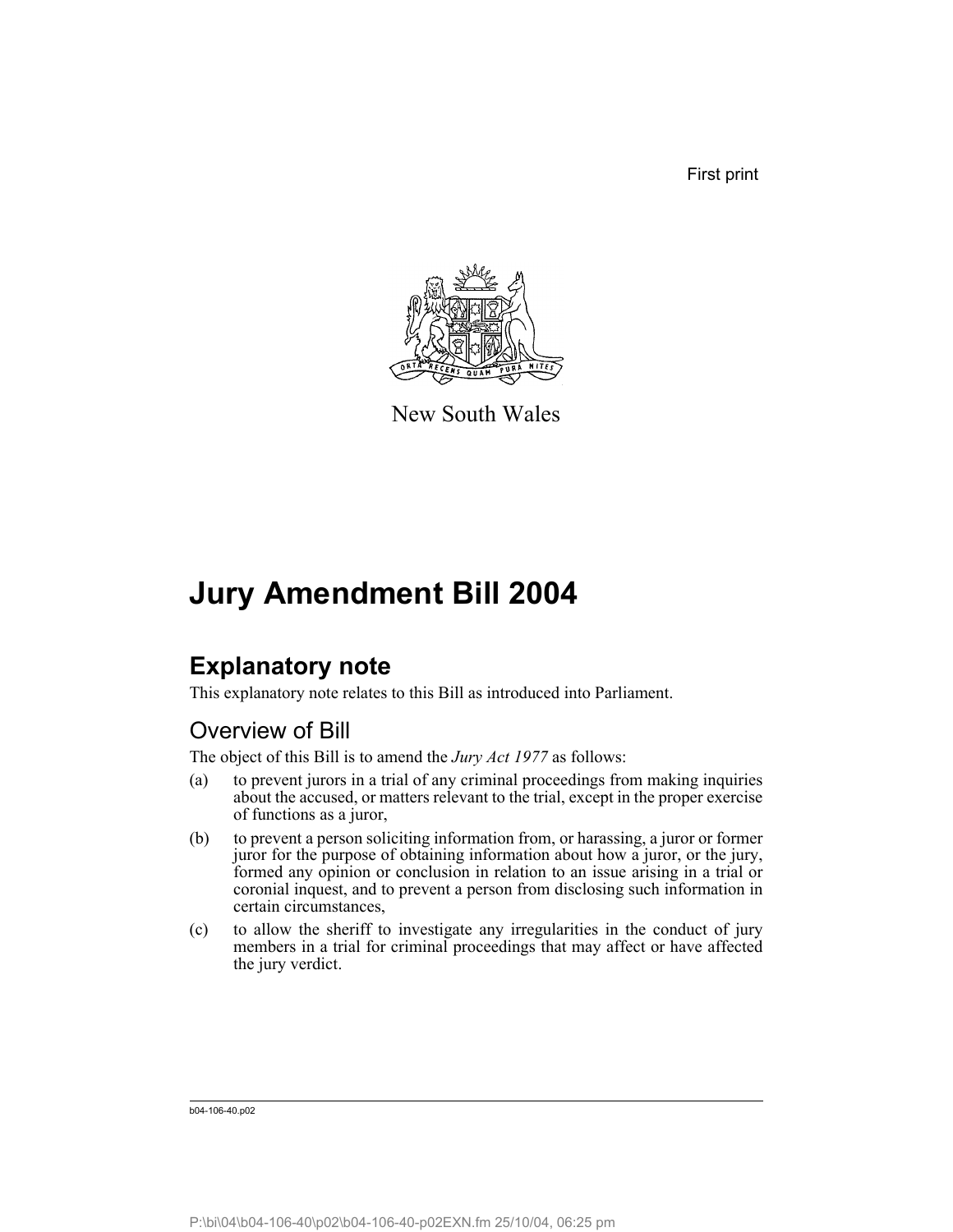First print

New South Wales

# Jury Amendment Bill 2004

## Explanatory note

This explanatory note relates to this Bill as introduced into Parliament.

### Overview of Bill

The object of this Bill is to amend the *Jury Act 1977* as follows:

(a) to prevent jurors in a trial of any criminal proceedings from making inquiries about the accused, or matters relevant to the trial, except in the proper exercise of functions as a juror,

(b) to prevent a person soliciting information from, or harassing, a juror or former juror for the purpose of obtaining information about how a juror, or the jury, formed any opinion or conclusion in relation to an issue arising in a trial or coronial inquest, and to prevent a person from disclosing such information in certain circumstances,

(c) to allow the sheriff to investigate any irregularities in the conduct of jury members in a trial for criminal proceedings that may affect or have affected the jury verdict.

b04-106-40.p02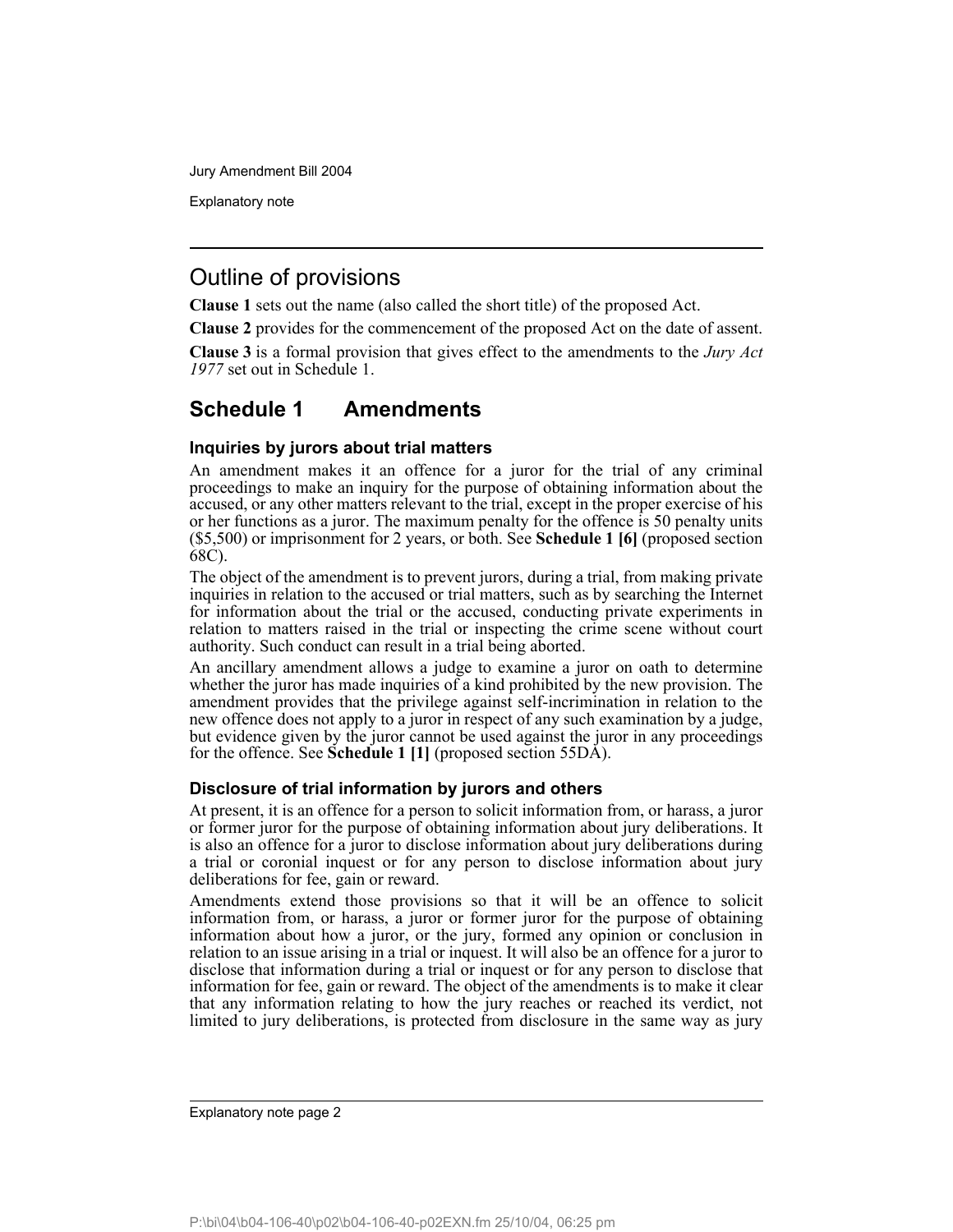## Outline of provisions

**Clause 1** sets out the name (also called the short title) of the proposed Act.

**Clause 2** provides for the commencement of the proposed Act on the date of assent.

**Clause 3** is a formal provision that gives effect to the amendments to the *Jury Act 1977* set out in Schedule 1.

## Schedule 1 Amendments

### Inquiries by jurors about trial matters

An amendment makes it an offence for a juror for the trial of any criminal proceedings to make an inquiry for the purpose of obtaining information about the accused, or any other matters relevant to the trial, except in the proper exercise of his or her functions as a juror. The maximum penalty for the offence is 50 penalty units ($5,500) or imprisonment for 2 years, or both. See **Schedule 1 [6]** (proposed section 68C).

The object of the amendment is to prevent jurors, during a trial, from making private inquiries in relation to the accused or trial matters, such as by searching the Internet for information about the trial or the accused, conducting private experiments in relation to matters raised in the trial or inspecting the crime scene without court authority. Such conduct can result in a trial being aborted.

An ancillary amendment allows a judge to examine a juror on oath to determine whether the juror has made inquiries of a kind prohibited by the new provision. The amendment provides that the privilege against self-incrimination in relation to the new offence does not apply to a juror in respect of any such examination by a judge, but evidence given by the juror cannot be used against the juror in any proceedings for the offence. See **Schedule 1 [1]** (proposed section 55DA).

### Disclosure of trial information by jurors and others

At present, it is an offence for a person to solicit information from, or harass, a juror or former juror for the purpose of obtaining information about jury deliberations. It is also an offence for a juror to disclose information about jury deliberations during a trial or coronial inquest or for any person to disclose information about jury deliberations for fee, gain or reward.

Amendments extend those provisions so that it will be an offence to solicit information from, or harass, a juror or former juror for the purpose of obtaining information about how a juror, or the jury, formed any opinion or conclusion in relation to an issue arising in a trial or inquest. It will also be an offence for a juror to disclose that information during a trial or inquest or for any person to disclose that information for fee, gain or reward. The object of the amendments is to make it clear that any information relating to how the jury reaches or reached its verdict, not limited to jury deliberations, is protected from disclosure in the same way as jury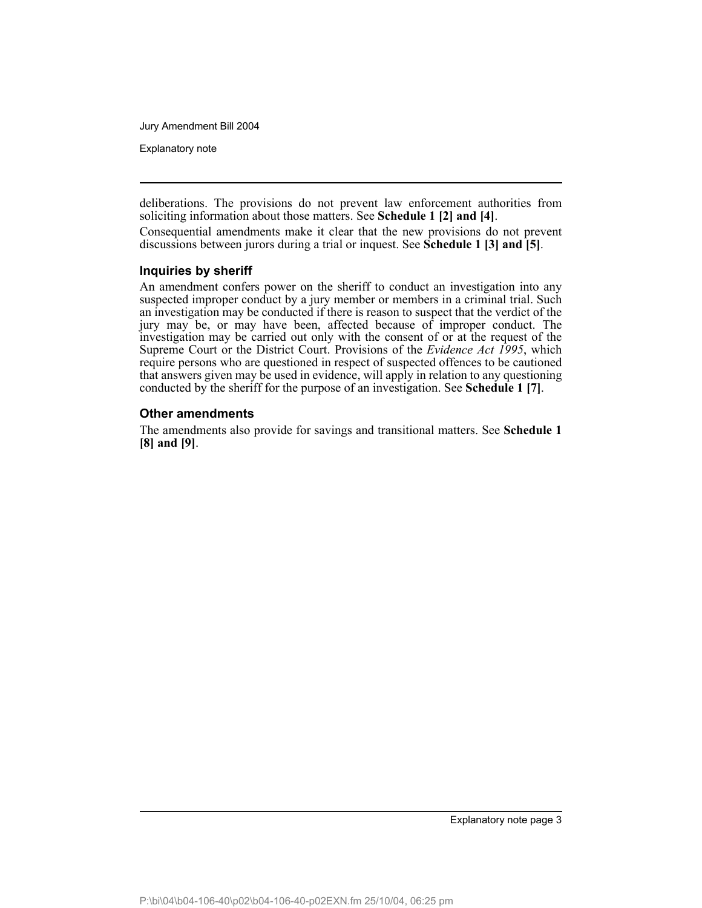deliberations. The provisions do not prevent law enforcement authorities from soliciting information about those matters. See **Schedule 1 [2] and [4]**.

Consequential amendments make it clear that the new provisions do not prevent discussions between jurors during a trial or inquest. See **Schedule 1 [3] and [5]**.

### Inquiries by sheriff

An amendment confers power on the sheriff to conduct an investigation into any suspected improper conduct by a jury member or members in a criminal trial. Such an investigation may be conducted if there is reason to suspect that the verdict of the jury may be, or may have been, affected because of improper conduct. The investigation may be carried out only with the consent of or at the request of the Supreme Court or the District Court. Provisions of the *Evidence Act 1995*, which require persons who are questioned in respect of suspected offences to be cautioned that answers given may be used in evidence, will apply in relation to any questioning conducted by the sheriff for the purpose of an investigation. See **Schedule 1 [7]**.

### Other amendments

The amendments also provide for savings and transitional matters. See **Schedule 1 [8] and [9]**.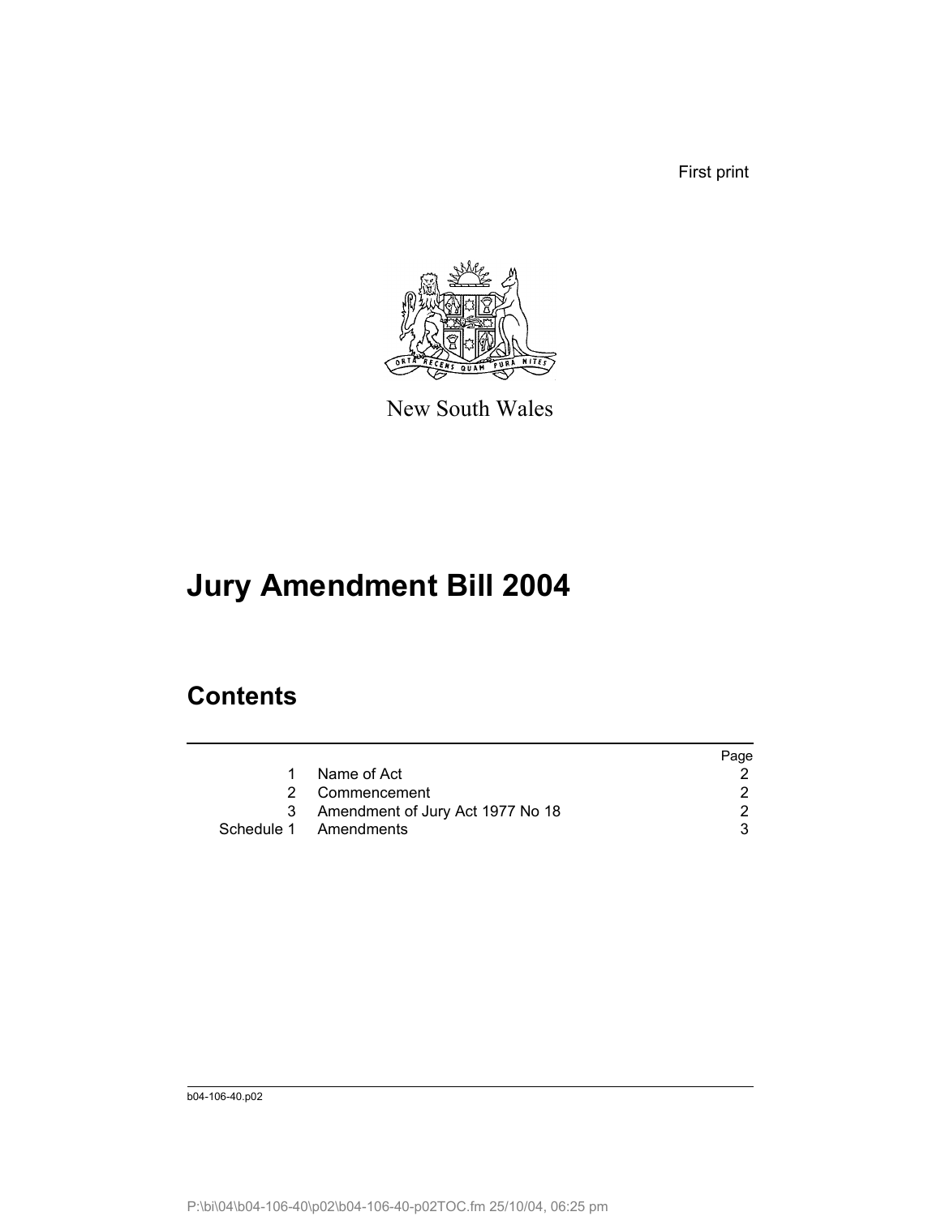First print

New South Wales

# Jury Amendment Bill 2004

## Contents

| | | Page |
|---|---|---|
| 1 | Name of Act | 2 |
| 2 | Commencement | 2 |
| 3 | Amendment of Jury Act 1977 No 18 | 2 |
| Schedule 1 | Amendments | 3 |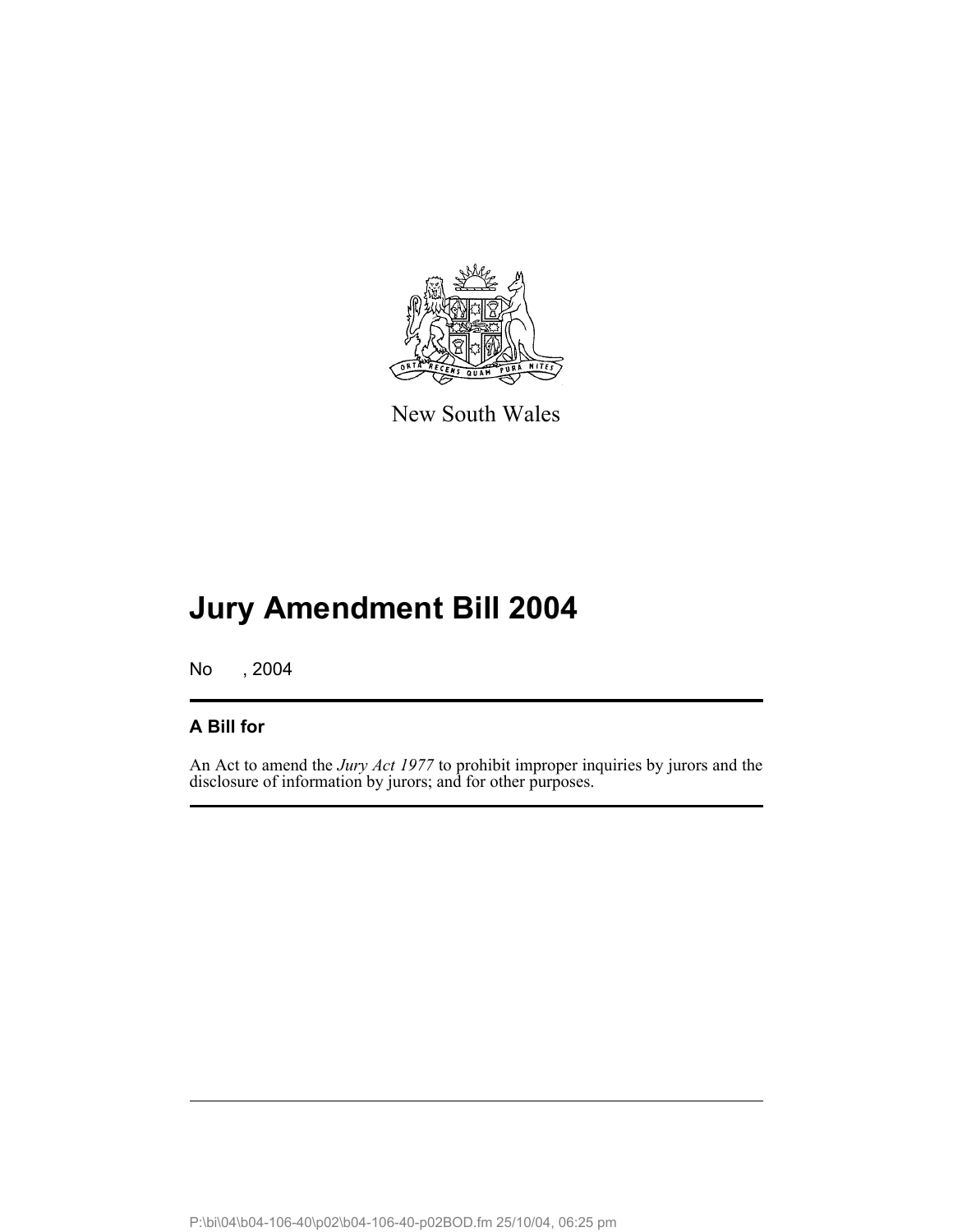New South Wales

# Jury Amendment Bill 2004

No , 2004

## A Bill for

An Act to amend the *Jury Act 1977* to prohibit improper inquiries by jurors and the disclosure of information by jurors; and for other purposes.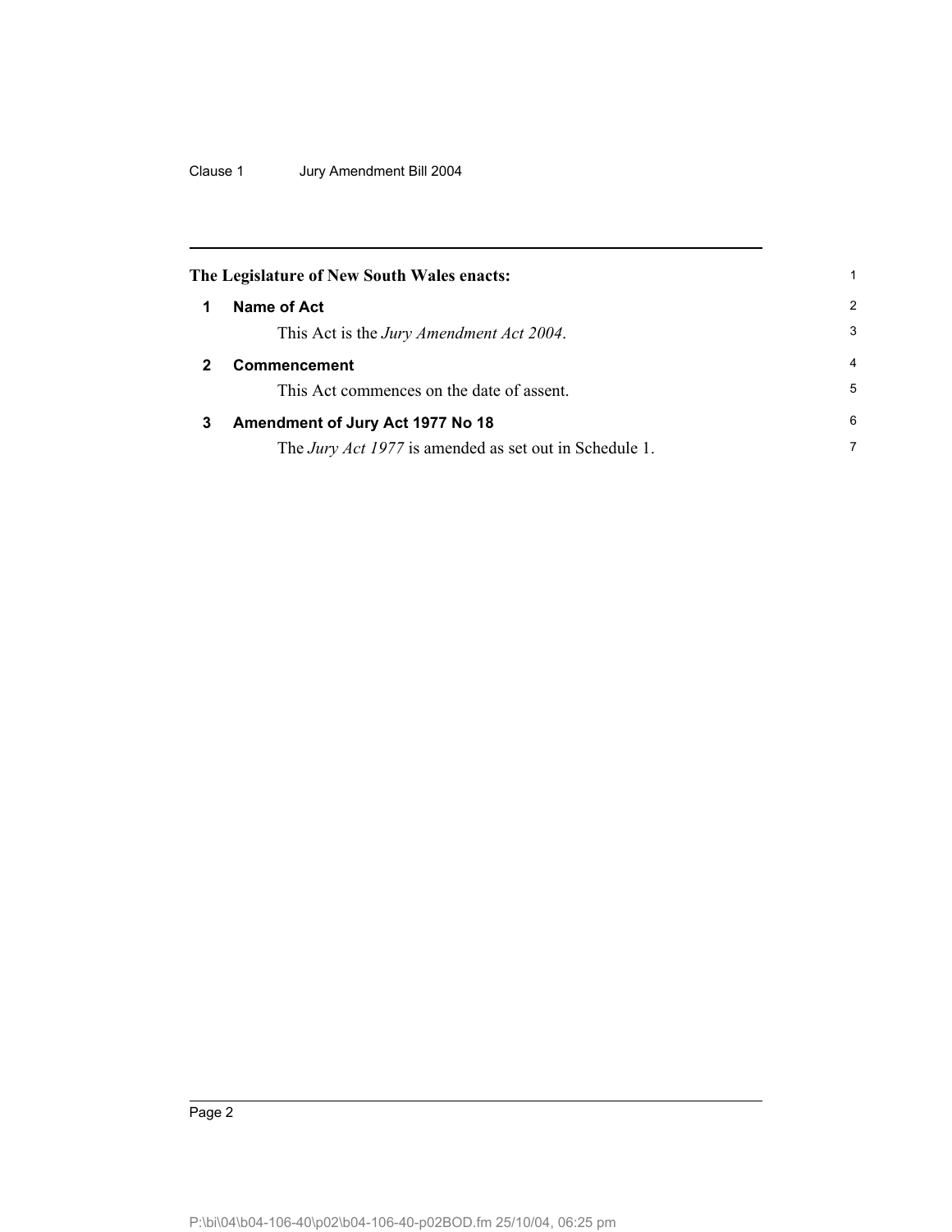**The Legislature of New South Wales enacts:**

## 1 Name of Act

This Act is the *Jury Amendment Act 2004*.

## 2 Commencement

This Act commences on the date of assent.

## 3 Amendment of Jury Act 1977 No 18

The *Jury Act 1977* is amended as set out in Schedule 1.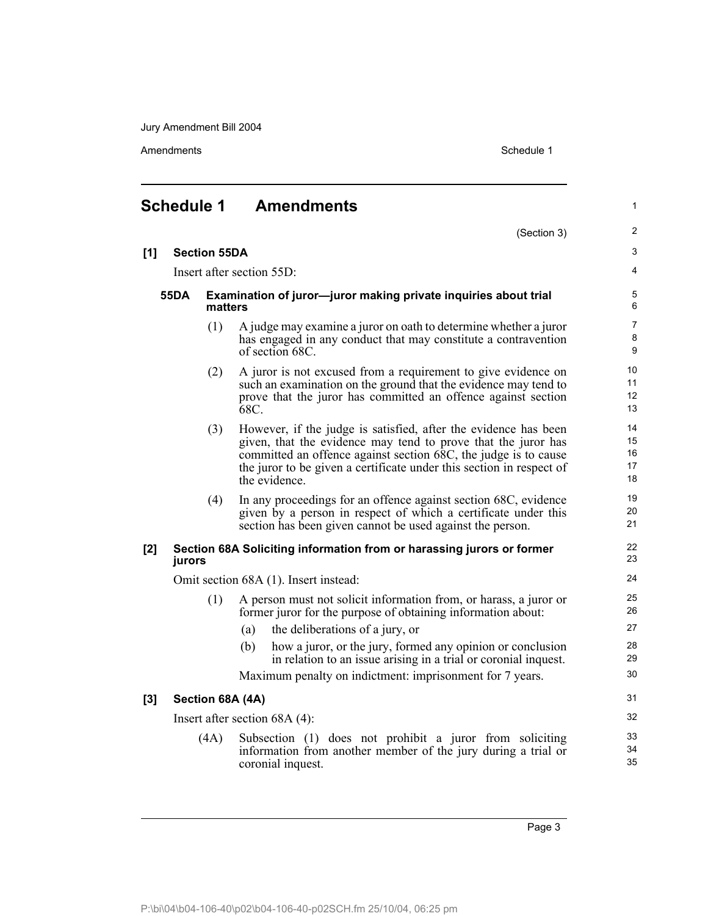# Schedule 1 Amendments

(Section 3)

**[1] Section 55DA**

Insert after section 55D:

**55DA Examination of juror—juror making private inquiries about trial matters**

(1) A judge may examine a juror on oath to determine whether a juror has engaged in any conduct that may constitute a contravention of section 68C.

(2) A juror is not excused from a requirement to give evidence on such an examination on the ground that the evidence may tend to prove that the juror has committed an offence against section 68C.

(3) However, if the judge is satisfied, after the evidence has been given, that the evidence may tend to prove that the juror has committed an offence against section 68C, the judge is to cause the juror to be given a certificate under this section in respect of the evidence.

(4) In any proceedings for an offence against section 68C, evidence given by a person in respect of which a certificate under this section has been given cannot be used against the person.

**[2] Section 68A Soliciting information from or harassing jurors or former jurors**

Omit section 68A (1). Insert instead:

(1) A person must not solicit information from, or harass, a juror or former juror for the purpose of obtaining information about:

(a) the deliberations of a jury, or

(b) how a juror, or the jury, formed any opinion or conclusion in relation to an issue arising in a trial or coronial inquest.

Maximum penalty on indictment: imprisonment for 7 years.

**[3] Section 68A (4A)**

Insert after section 68A (4):

(4A) Subsection (1) does not prohibit a juror from soliciting information from another member of the jury during a trial or coronial inquest.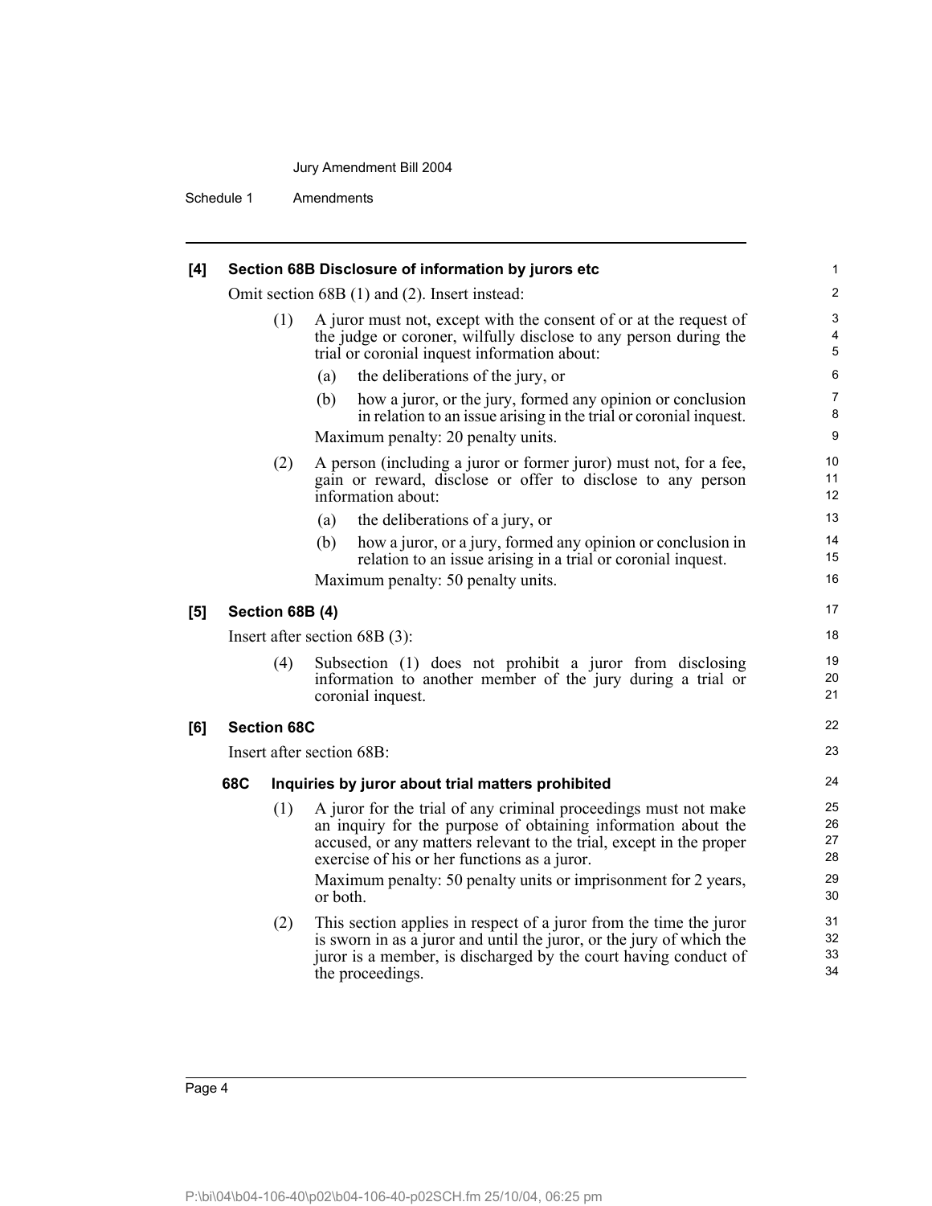**[4] Section 68B Disclosure of information by jurors etc**

Omit section 68B (1) and (2). Insert instead:

(1) A juror must not, except with the consent of or at the request of the judge or coroner, wilfully disclose to any person during the trial or coronial inquest information about:

(a) the deliberations of the jury, or

(b) how a juror, or the jury, formed any opinion or conclusion in relation to an issue arising in the trial or coronial inquest.

Maximum penalty: 20 penalty units.

(2) A person (including a juror or former juror) must not, for a fee, gain or reward, disclose or offer to disclose to any person information about:

(a) the deliberations of a jury, or

(b) how a juror, or a jury, formed any opinion or conclusion in relation to an issue arising in a trial or coronial inquest.

Maximum penalty: 50 penalty units.

**[5] Section 68B (4)**

Insert after section 68B (3):

(4) Subsection (1) does not prohibit a juror from disclosing information to another member of the jury during a trial or coronial inquest.

**[6] Section 68C**

Insert after section 68B:

**68C Inquiries by juror about trial matters prohibited**

(1) A juror for the trial of any criminal proceedings must not make an inquiry for the purpose of obtaining information about the accused, or any matters relevant to the trial, except in the proper exercise of his or her functions as a juror.

Maximum penalty: 50 penalty units or imprisonment for 2 years, or both.

(2) This section applies in respect of a juror from the time the juror is sworn in as a juror and until the juror, or the jury of which the juror is a member, is discharged by the court having conduct of the proceedings.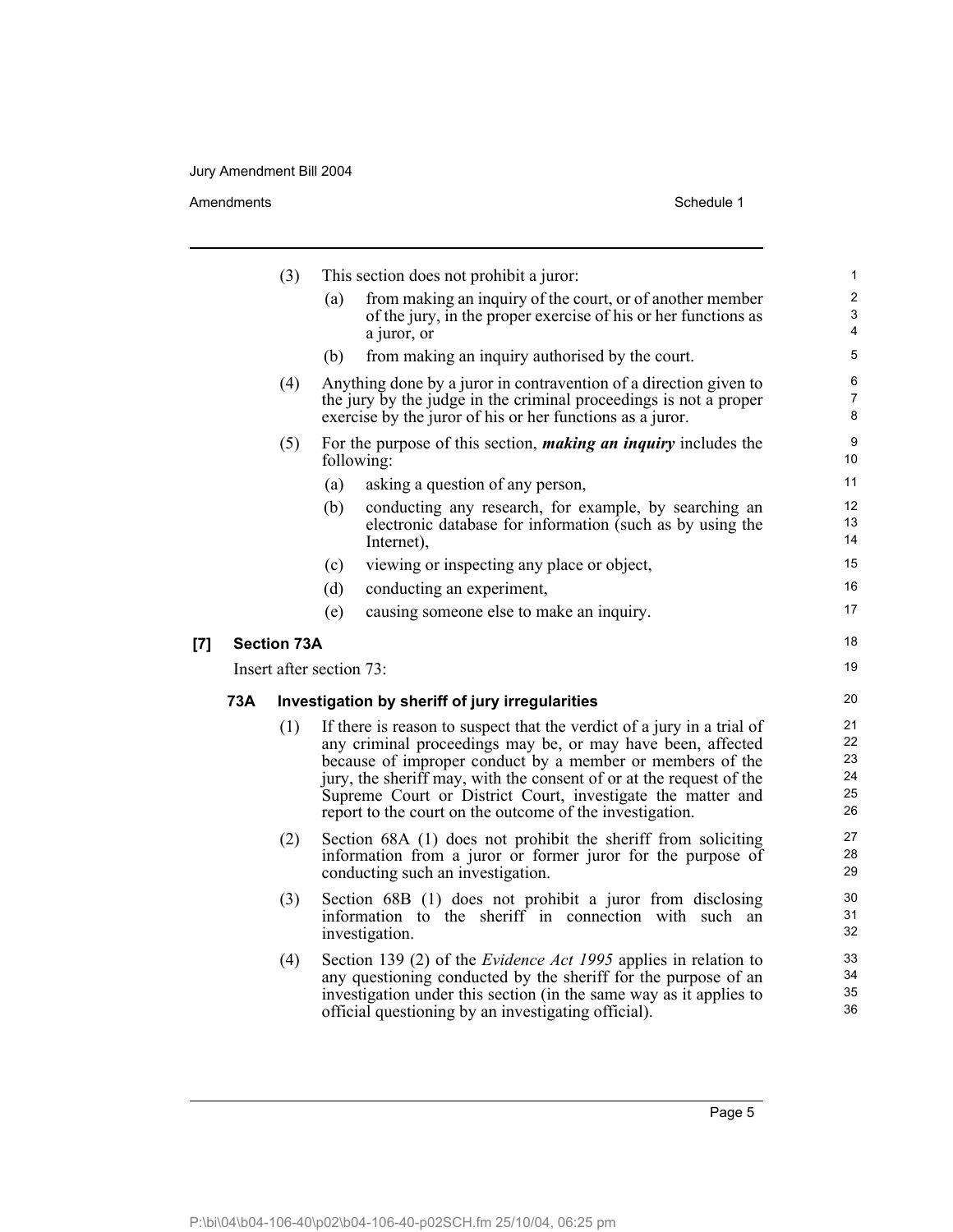(3) This section does not prohibit a juror:

(a) from making an inquiry of the court, or of another member of the jury, in the proper exercise of his or her functions as a juror, or

(b) from making an inquiry authorised by the court.

(4) Anything done by a juror in contravention of a direction given to the jury by the judge in the criminal proceedings is not a proper exercise by the juror of his or her functions as a juror.

(5) For the purpose of this section, ***making an inquiry*** includes the following:

(a) asking a question of any person,

(b) conducting any research, for example, by searching an electronic database for information (such as by using the Internet),

(c) viewing or inspecting any place or object,

(d) conducting an experiment,

(e) causing someone else to make an inquiry.

**[7] Section 73A**

Insert after section 73:

**73A Investigation by sheriff of jury irregularities**

(1) If there is reason to suspect that the verdict of a jury in a trial of any criminal proceedings may be, or may have been, affected because of improper conduct by a member or members of the jury, the sheriff may, with the consent of or at the request of the Supreme Court or District Court, investigate the matter and report to the court on the outcome of the investigation.

(2) Section 68A (1) does not prohibit the sheriff from soliciting information from a juror or former juror for the purpose of conducting such an investigation.

(3) Section 68B (1) does not prohibit a juror from disclosing information to the sheriff in connection with such an investigation.

(4) Section 139 (2) of the *Evidence Act 1995* applies in relation to any questioning conducted by the sheriff for the purpose of an investigation under this section (in the same way as it applies to official questioning by an investigating official).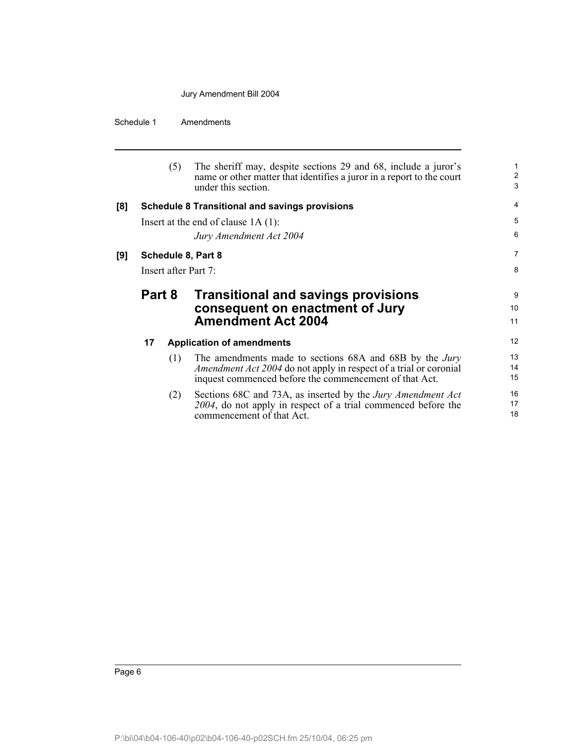(5) The sheriff may, despite sections 29 and 68, include a juror's name or other matter that identifies a juror in a report to the court under this section.

**[8] Schedule 8 Transitional and savings provisions**

Insert at the end of clause 1A (1):

*Jury Amendment Act 2004*

**[9] Schedule 8, Part 8**

Insert after Part 7:

## Part 8 Transitional and savings provisions consequent on enactment of Jury Amendment Act 2004

**17 Application of amendments**

(1) The amendments made to sections 68A and 68B by the *Jury Amendment Act 2004* do not apply in respect of a trial or coronial inquest commenced before the commencement of that Act.

(2) Sections 68C and 73A, as inserted by the *Jury Amendment Act 2004*, do not apply in respect of a trial commenced before the commencement of that Act.